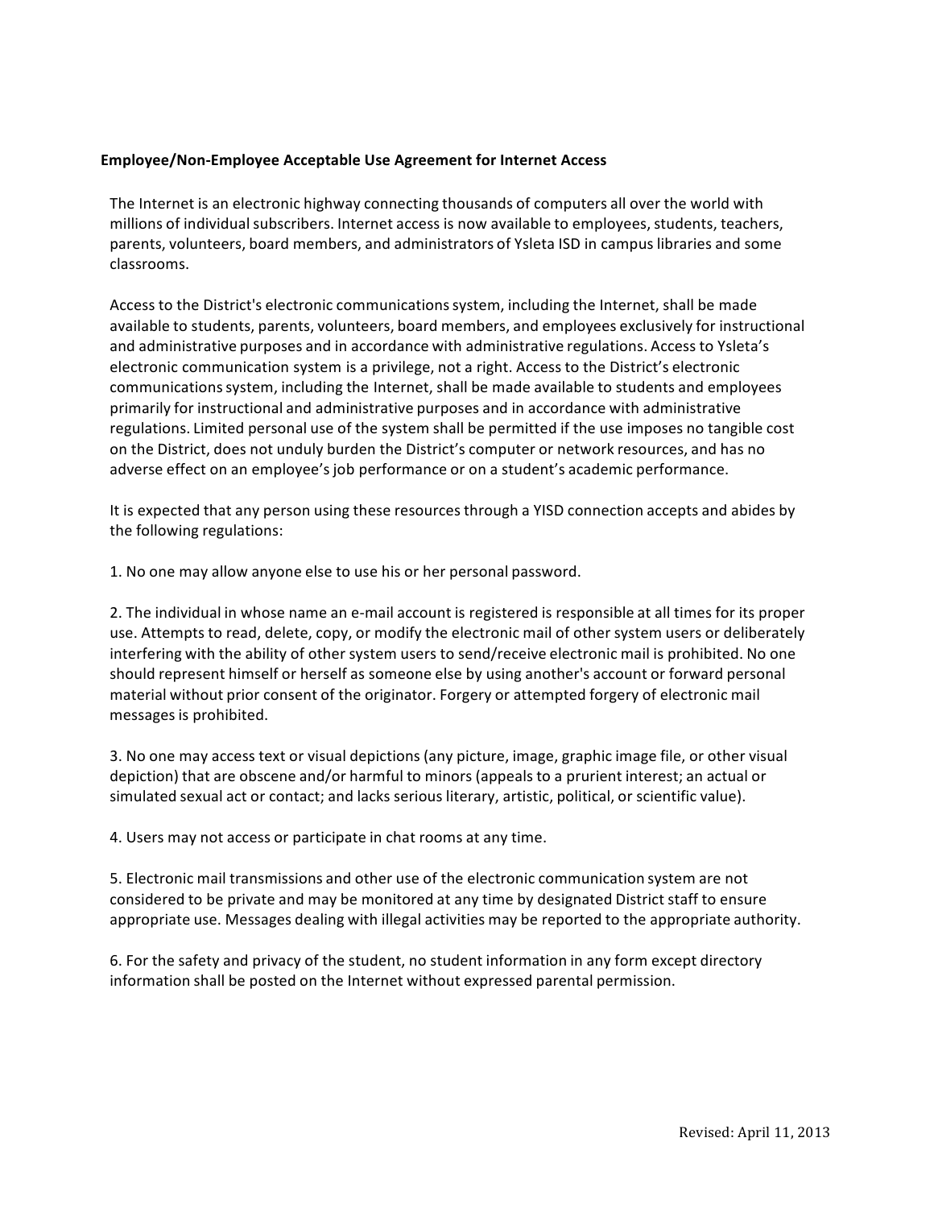**Employee/Non-Employee Acceptable Use Agreement for Internet Access**

The Internet is an electronic highway connecting thousands of computers all over the world with millions of individual subscribers. Internet access is now available to employees, students, teachers, parents, volunteers, board members, and administrators of Ysleta ISD in campus libraries and some classrooms.

Access to the District's electronic communications system, including the Internet, shall be made available to students, parents, volunteers, board members, and employees exclusively for instructional and administrative purposes and in accordance with administrative regulations. Access to Ysleta's electronic communication system is a privilege, not a right. Access to the District's electronic communications system, including the Internet, shall be made available to students and employees primarily for instructional and administrative purposes and in accordance with administrative regulations. Limited personal use of the system shall be permitted if the use imposes no tangible cost on the District, does not unduly burden the District's computer or network resources, and has no adverse effect on an employee's job performance or on a student's academic performance.

It is expected that any person using these resources through a YISD connection accepts and abides by the following regulations:

1. No one may allow anyone else to use his or her personal password.

2. The individual in whose name an e-mail account is registered is responsible at all times for its proper use. Attempts to read, delete, copy, or modify the electronic mail of other system users or deliberately interfering with the ability of other system users to send/receive electronic mail is prohibited. No one should represent himself or herself as someone else by using another's account or forward personal material without prior consent of the originator. Forgery or attempted forgery of electronic mail messages is prohibited.

3. No one may access text or visual depictions (any picture, image, graphic image file, or other visual depiction) that are obscene and/or harmful to minors (appeals to a prurient interest; an actual or simulated sexual act or contact; and lacks serious literary, artistic, political, or scientific value).

4. Users may not access or participate in chat rooms at any time.

5. Electronic mail transmissions and other use of the electronic communication system are not considered to be private and may be monitored at any time by designated District staff to ensure appropriate use. Messages dealing with illegal activities may be reported to the appropriate authority.

6. For the safety and privacy of the student, no student information in any form except directory information shall be posted on the Internet without expressed parental permission.

Revised: April 11, 2013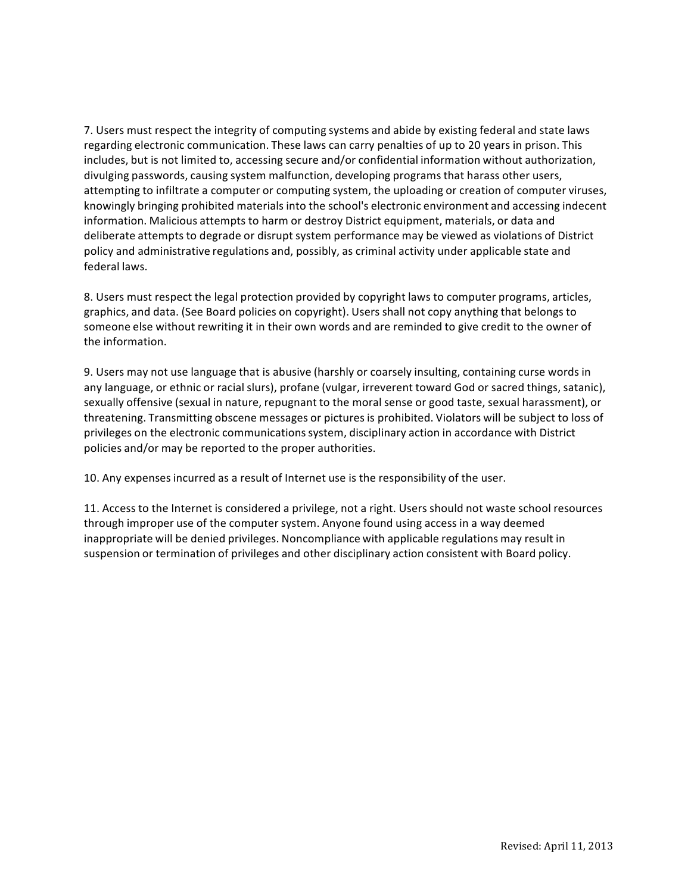7. Users must respect the integrity of computing systems and abide by existing federal and state laws regarding electronic communication. These laws can carry penalties of up to 20 years in prison. This includes, but is not limited to, accessing secure and/or confidential information without authorization, divulging passwords, causing system malfunction, developing programs that harass other users, attempting to infiltrate a computer or computing system, the uploading or creation of computer viruses, knowingly bringing prohibited materials into the school's electronic environment and accessing indecent information. Malicious attempts to harm or destroy District equipment, materials, or data and deliberate attempts to degrade or disrupt system performance may be viewed as violations of District policy and administrative regulations and, possibly, as criminal activity under applicable state and federal laws.

8. Users must respect the legal protection provided by copyright laws to computer programs, articles, graphics, and data. (See Board policies on copyright). Users shall not copy anything that belongs to someone else without rewriting it in their own words and are reminded to give credit to the owner of the information.

9. Users may not use language that is abusive (harshly or coarsely insulting, containing curse words in any language, or ethnic or racial slurs), profane (vulgar, irreverent toward God or sacred things, satanic), sexually offensive (sexual in nature, repugnant to the moral sense or good taste, sexual harassment), or threatening. Transmitting obscene messages or pictures is prohibited. Violators will be subject to loss of privileges on the electronic communications system, disciplinary action in accordance with District policies and/or may be reported to the proper authorities.

10. Any expenses incurred as a result of Internet use is the responsibility of the user.

11. Access to the Internet is considered a privilege, not a right. Users should not waste school resources through improper use of the computer system. Anyone found using access in a way deemed inappropriate will be denied privileges. Noncompliance with applicable regulations may result in suspension or termination of privileges and other disciplinary action consistent with Board policy.

Revised: April 11, 2013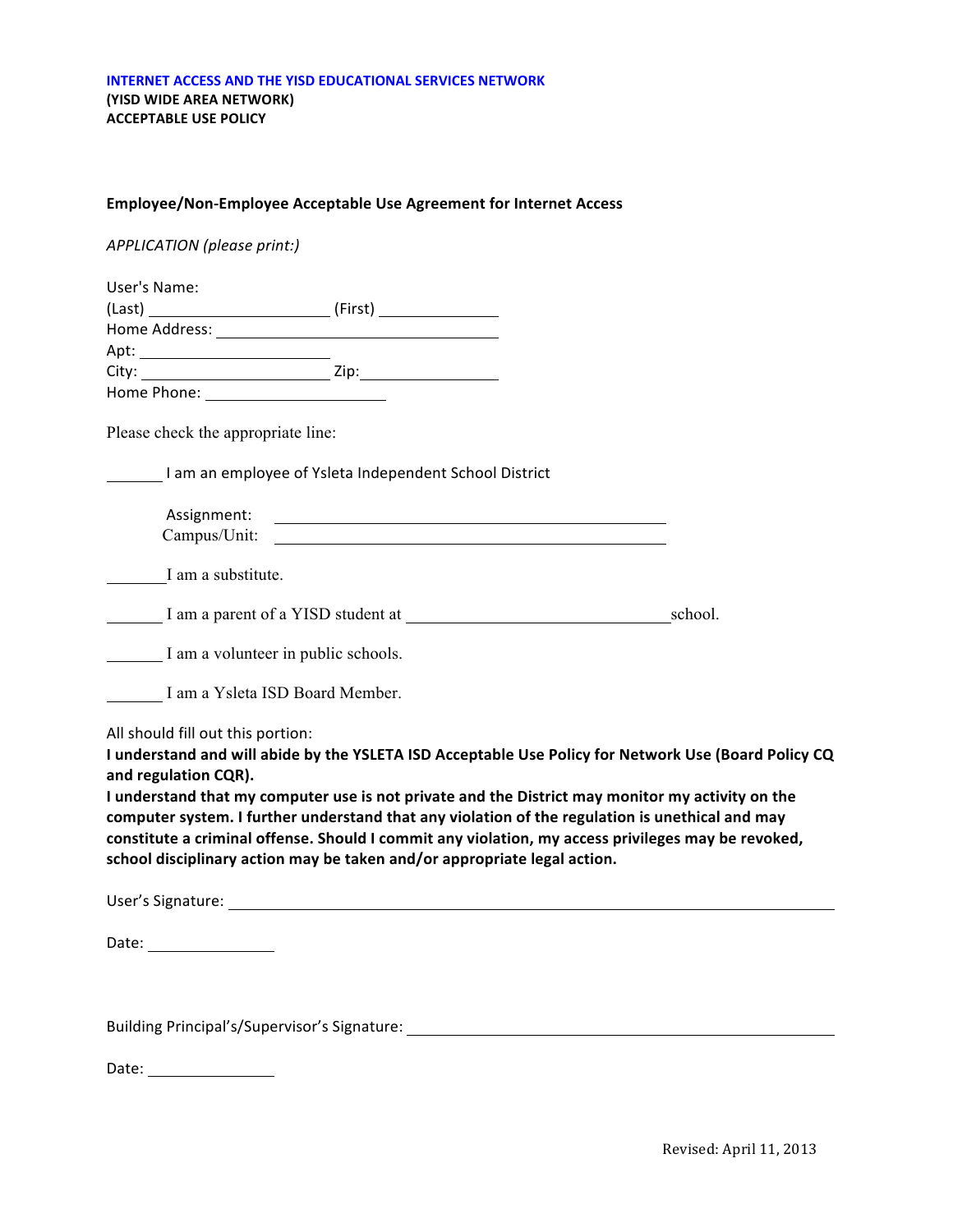**INTERNET ACCESS AND THE YISD EDUCATIONAL SERVICES NETWORK**
**(YISD WIDE AREA NETWORK)**
**ACCEPTABLE USE POLICY**

**Employee/Non-Employee Acceptable Use Agreement for Internet Access**

*APPLICATION (please print:)*

User's Name:
(Last) ____________________ (First) ______________
Home Address: ________________________________
Apt: ____________________
City: ____________________ Zip: ______________
Home Phone: ____________________

Please check the appropriate line:

_______ I am an employee of Ysleta Independent School District

Assignment: ____________________________________________
Campus/Unit: ____________________________________________

_______ I am a substitute.

_______ I am a parent of a YISD student at ______________________________ school.

_______ I am a volunteer in public schools.

_______ I am a Ysleta ISD Board Member.

All should fill out this portion:

**I understand and will abide by the YSLETA ISD Acceptable Use Policy for Network Use (Board Policy CQ and regulation CQR).**

**I understand that my computer use is not private and the District may monitor my activity on the computer system. I further understand that any violation of the regulation is unethical and may constitute a criminal offense. Should I commit any violation, my access privileges may be revoked, school disciplinary action may be taken and/or appropriate legal action.**

User's Signature: ______________________________________________________________

Date: ______________

Building Principal's/Supervisor's Signature: ______________________________________________

Date: ______________

Revised: April 11, 2013